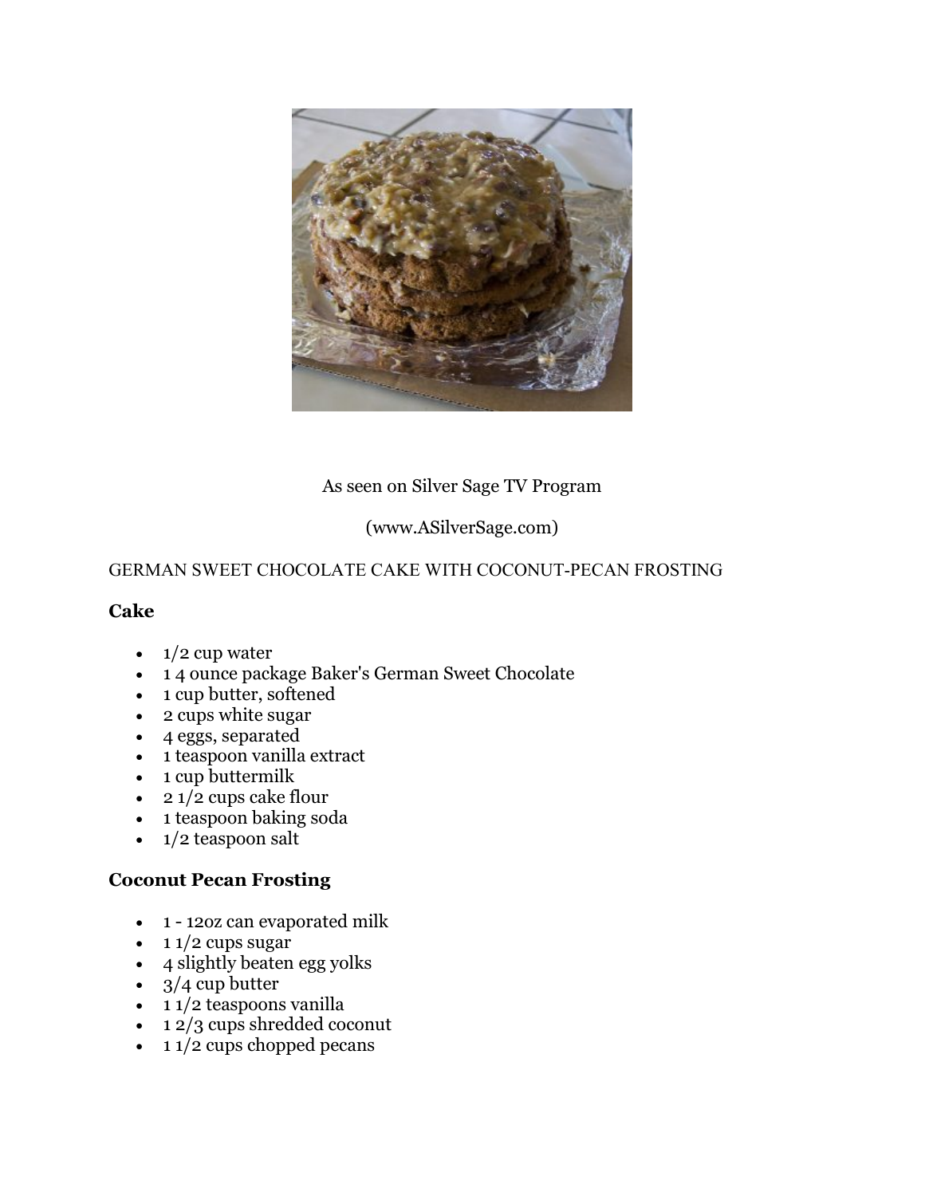As seen on Silver Sage TV Program

(www.ASilverSage.com)

GERMAN SWEET CHOCOLATE CAKE WITH COCONUT-PECAN FROSTING

### Cake

- 1/2 cup water
- 1 4 ounce package Baker's German Sweet Chocolate
- 1 cup butter, softened
- 2 cups white sugar
- 4 eggs, separated
- 1 teaspoon vanilla extract
- 1 cup buttermilk
- 2 1/2 cups cake flour
- 1 teaspoon baking soda
- 1/2 teaspoon salt

### Coconut Pecan Frosting

- 1 - 12oz can evaporated milk
- 1 1/2 cups sugar
- 4 slightly beaten egg yolks
- 3/4 cup butter
- 1 1/2 teaspoons vanilla
- 1 2/3 cups shredded coconut
- 1 1/2 cups chopped pecans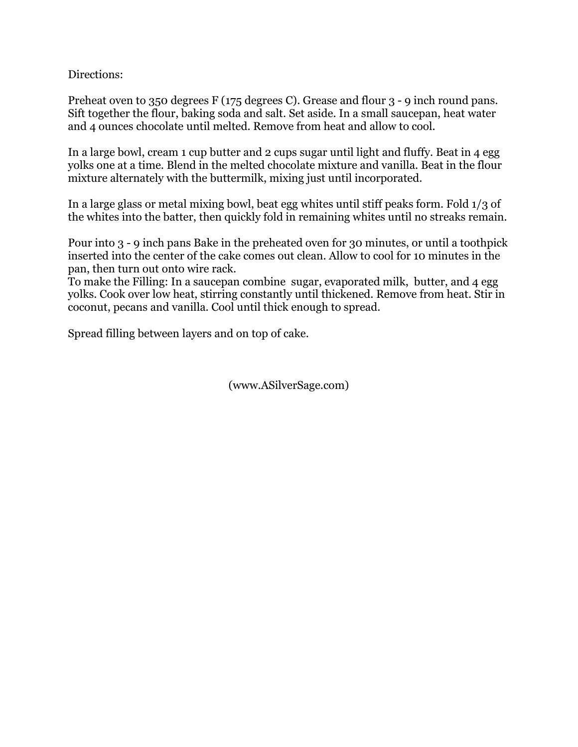Directions:

Preheat oven to 350 degrees F (175 degrees C). Grease and flour 3 - 9 inch round pans. Sift together the flour, baking soda and salt. Set aside. In a small saucepan, heat water and 4 ounces chocolate until melted. Remove from heat and allow to cool.

In a large bowl, cream 1 cup butter and 2 cups sugar until light and fluffy. Beat in 4 egg yolks one at a time. Blend in the melted chocolate mixture and vanilla. Beat in the flour mixture alternately with the buttermilk, mixing just until incorporated.

In a large glass or metal mixing bowl, beat egg whites until stiff peaks form. Fold 1/3 of the whites into the batter, then quickly fold in remaining whites until no streaks remain.

Pour into 3 - 9 inch pans Bake in the preheated oven for 30 minutes, or until a toothpick inserted into the center of the cake comes out clean. Allow to cool for 10 minutes in the pan, then turn out onto wire rack.
To make the Filling: In a saucepan combine sugar, evaporated milk, butter, and 4 egg yolks. Cook over low heat, stirring constantly until thickened. Remove from heat. Stir in coconut, pecans and vanilla. Cool until thick enough to spread.

Spread filling between layers and on top of cake.

(www.ASilverSage.com)